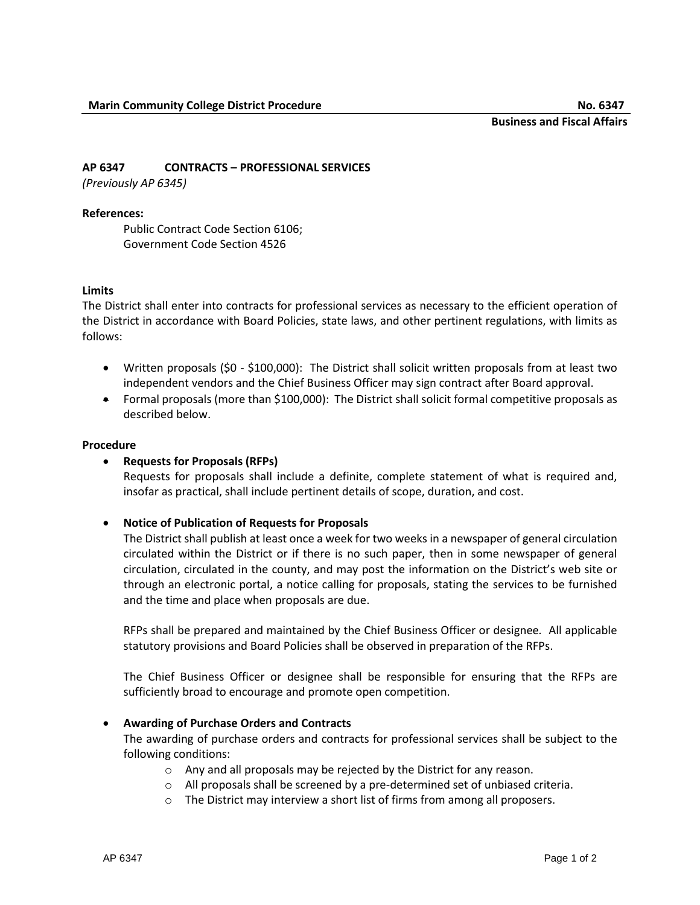**Marin Community College District Procedure** **No. 6347**

**Business and Fiscal Affairs**

## AP 6347 CONTRACTS – PROFESSIONAL SERVICES

*(Previously AP 6345)*

**References:**

Public Contract Code Section 6106;
Government Code Section 4526

**Limits**

The District shall enter into contracts for professional services as necessary to the efficient operation of the District in accordance with Board Policies, state laws, and other pertinent regulations, with limits as follows:

- Written proposals ($0 - $100,000): The District shall solicit written proposals from at least two independent vendors and the Chief Business Officer may sign contract after Board approval.
- Formal proposals (more than $100,000): The District shall solicit formal competitive proposals as described below.

**Procedure**

- **Requests for Proposals (RFPs)**
  Requests for proposals shall include a definite, complete statement of what is required and, insofar as practical, shall include pertinent details of scope, duration, and cost.

- **Notice of Publication of Requests for Proposals**
  The District shall publish at least once a week for two weeks in a newspaper of general circulation circulated within the District or if there is no such paper, then in some newspaper of general circulation, circulated in the county, and may post the information on the District's web site or through an electronic portal, a notice calling for proposals, stating the services to be furnished and the time and place when proposals are due.

  RFPs shall be prepared and maintained by the Chief Business Officer or designee. All applicable statutory provisions and Board Policies shall be observed in preparation of the RFPs.

  The Chief Business Officer or designee shall be responsible for ensuring that the RFPs are sufficiently broad to encourage and promote open competition.

- **Awarding of Purchase Orders and Contracts**
  The awarding of purchase orders and contracts for professional services shall be subject to the following conditions:
  - Any and all proposals may be rejected by the District for any reason.
  - All proposals shall be screened by a pre-determined set of unbiased criteria.
  - The District may interview a short list of firms from among all proposers.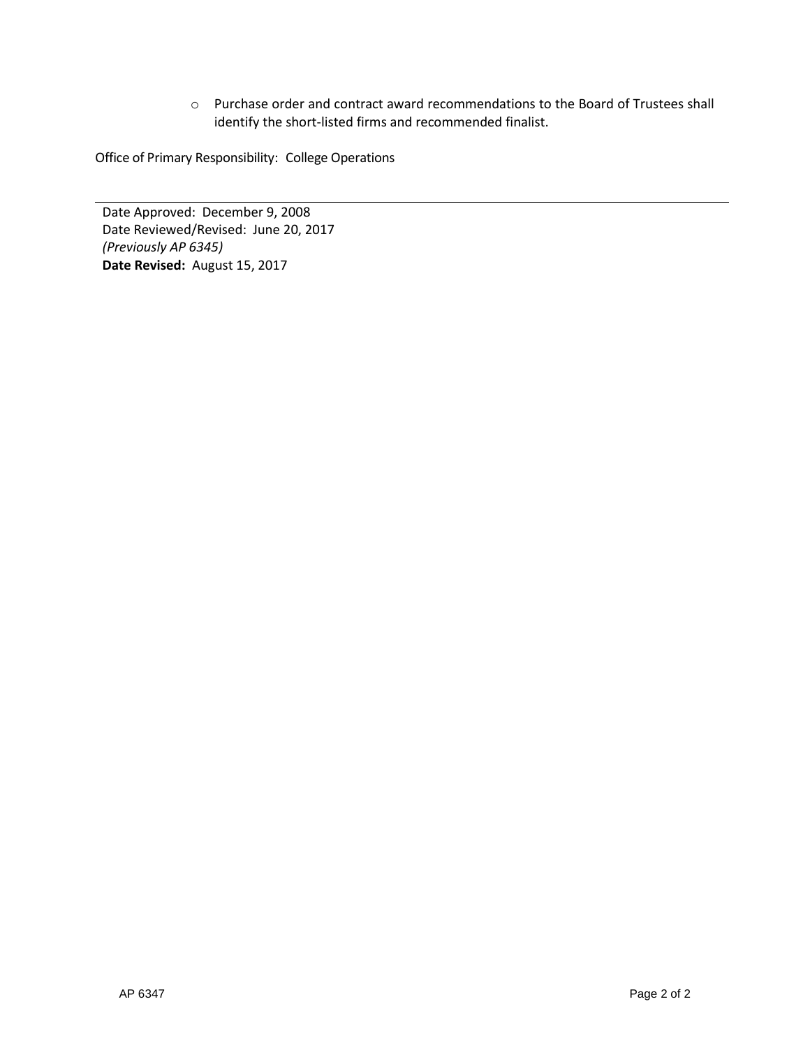- Purchase order and contract award recommendations to the Board of Trustees shall identify the short-listed firms and recommended finalist.

Office of Primary Responsibility: College Operations

---

Date Approved: December 9, 2008
Date Reviewed/Revised: June 20, 2017
*(Previously AP 6345)*
**Date Revised:** August 15, 2017